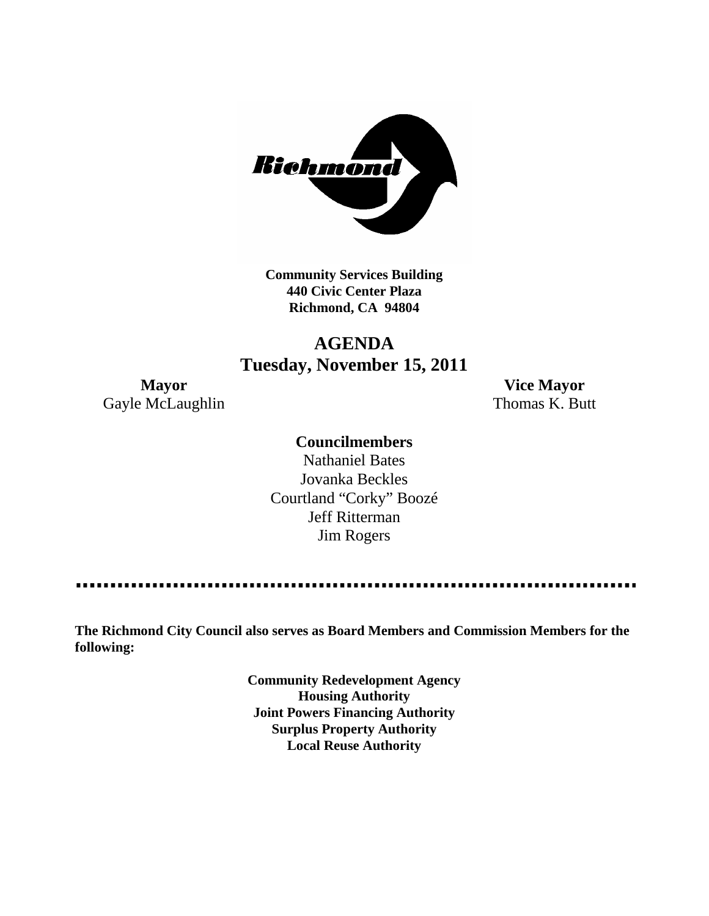**Community Services Building**
**440 Civic Center Plaza**
**Richmond, CA 94804**

# AGENDA
## Tuesday, November 15, 2011

**Mayor**
Gayle McLaughlin

**Vice Mayor**
Thomas K. Butt

**Councilmembers**

Nathaniel Bates
Jovanka Beckles
Courtland "Corky" Boozé
Jeff Ritterman
Jim Rogers

---

**The Richmond City Council also serves as Board Members and Commission Members for the following:**

**Community Redevelopment Agency**
**Housing Authority**
**Joint Powers Financing Authority**
**Surplus Property Authority**
**Local Reuse Authority**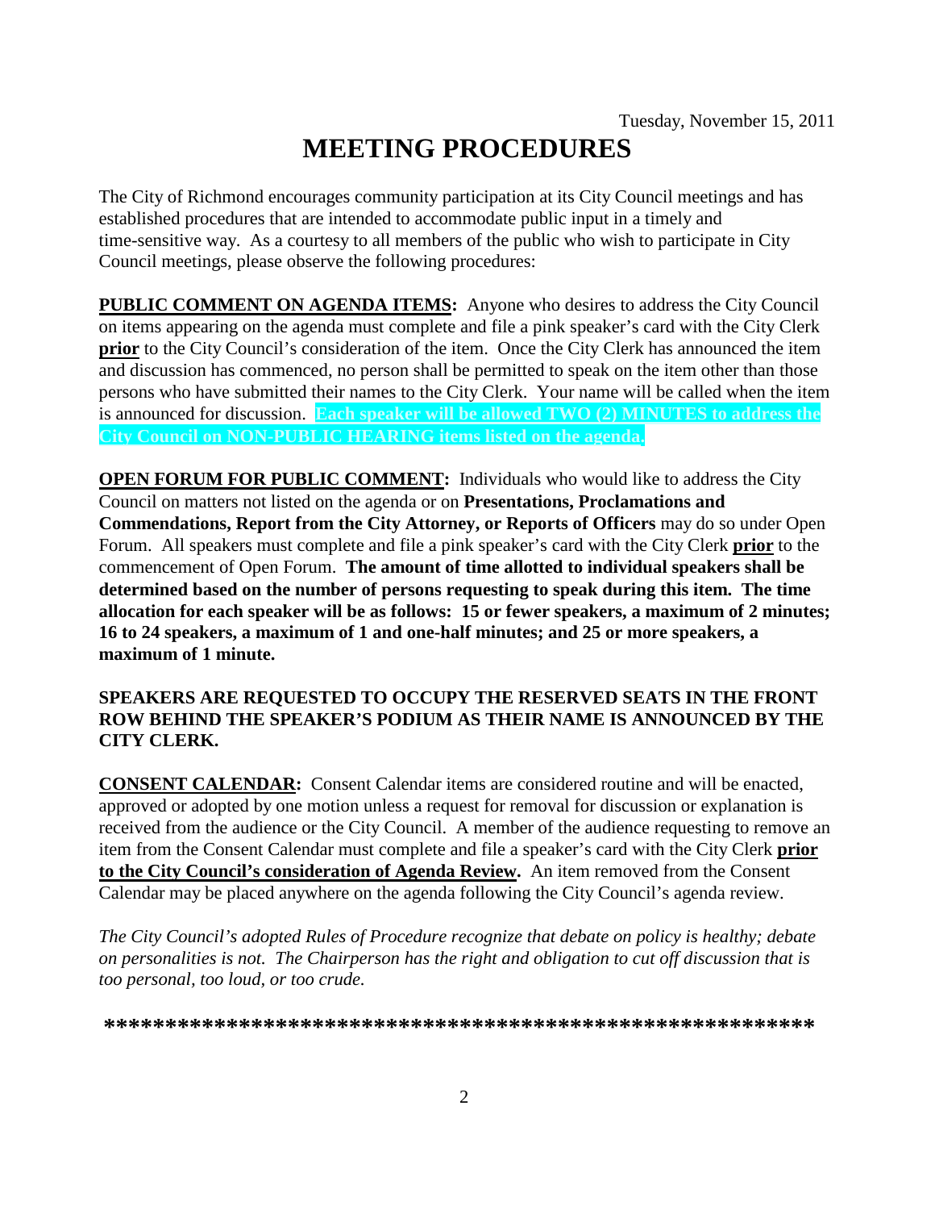Tuesday, November 15, 2011

# MEETING PROCEDURES

The City of Richmond encourages community participation at its City Council meetings and has established procedures that are intended to accommodate public input in a timely and time-sensitive way. As a courtesy to all members of the public who wish to participate in City Council meetings, please observe the following procedures:

**PUBLIC COMMENT ON AGENDA ITEMS:** Anyone who desires to address the City Council on items appearing on the agenda must complete and file a pink speaker's card with the City Clerk **prior** to the City Council's consideration of the item. Once the City Clerk has announced the item and discussion has commenced, no person shall be permitted to speak on the item other than those persons who have submitted their names to the City Clerk. Your name will be called when the item is announced for discussion. **Each speaker will be allowed TWO (2) MINUTES to address the City Council on NON-PUBLIC HEARING items listed on the agenda.**

**OPEN FORUM FOR PUBLIC COMMENT:** Individuals who would like to address the City Council on matters not listed on the agenda or on **Presentations, Proclamations and Commendations, Report from the City Attorney, or Reports of Officers** may do so under Open Forum. All speakers must complete and file a pink speaker's card with the City Clerk **prior** to the commencement of Open Forum. **The amount of time allotted to individual speakers shall be determined based on the number of persons requesting to speak during this item. The time allocation for each speaker will be as follows: 15 or fewer speakers, a maximum of 2 minutes; 16 to 24 speakers, a maximum of 1 and one-half minutes; and 25 or more speakers, a maximum of 1 minute.**

**SPEAKERS ARE REQUESTED TO OCCUPY THE RESERVED SEATS IN THE FRONT ROW BEHIND THE SPEAKER'S PODIUM AS THEIR NAME IS ANNOUNCED BY THE CITY CLERK.**

**CONSENT CALENDAR:** Consent Calendar items are considered routine and will be enacted, approved or adopted by one motion unless a request for removal for discussion or explanation is received from the audience or the City Council. A member of the audience requesting to remove an item from the Consent Calendar must complete and file a speaker's card with the City Clerk **prior to the City Council's consideration of Agenda Review.** An item removed from the Consent Calendar may be placed anywhere on the agenda following the City Council's agenda review.

*The City Council's adopted Rules of Procedure recognize that debate on policy is healthy; debate on personalities is not. The Chairperson has the right and obligation to cut off discussion that is too personal, too loud, or too crude.*

**\*\*\*\*\*\*\*\*\*\*\*\*\*\*\*\*\*\*\*\*\*\*\*\*\*\*\*\*\*\*\*\*\*\*\*\*\*\*\*\*\*\*\*\*\*\*\*\*\*\*\*\*\*\*\*\*\*\*\*\***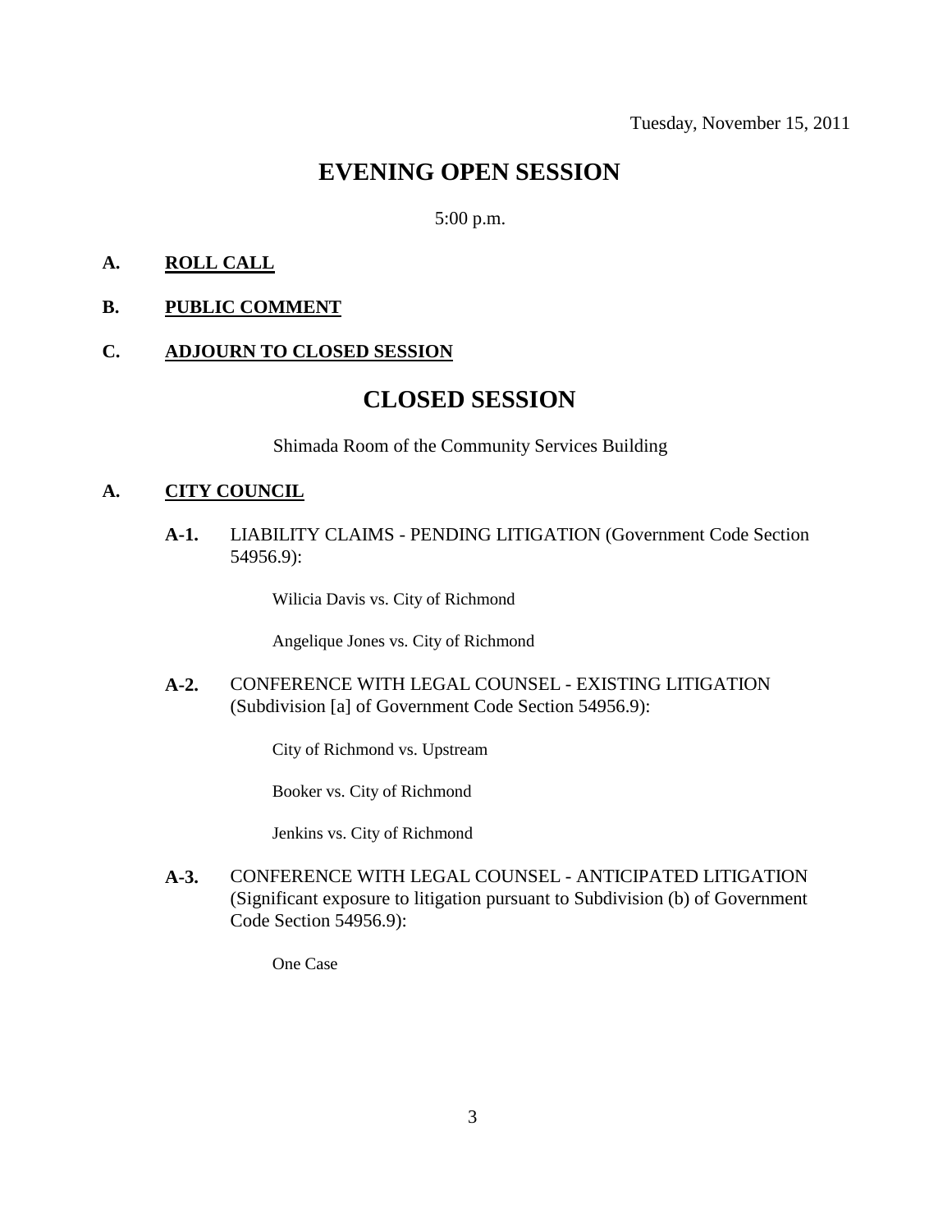Tuesday, November 15, 2011

# EVENING OPEN SESSION

5:00 p.m.

**A. ROLL CALL**

**B. PUBLIC COMMENT**

**C. ADJOURN TO CLOSED SESSION**

# CLOSED SESSION

Shimada Room of the Community Services Building

**A. CITY COUNCIL**

**A-1.** LIABILITY CLAIMS - PENDING LITIGATION (Government Code Section 54956.9):

Wilicia Davis vs. City of Richmond

Angelique Jones vs. City of Richmond

**A-2.** CONFERENCE WITH LEGAL COUNSEL - EXISTING LITIGATION (Subdivision [a] of Government Code Section 54956.9):

City of Richmond vs. Upstream

Booker vs. City of Richmond

Jenkins vs. City of Richmond

**A-3.** CONFERENCE WITH LEGAL COUNSEL - ANTICIPATED LITIGATION (Significant exposure to litigation pursuant to Subdivision (b) of Government Code Section 54956.9):

One Case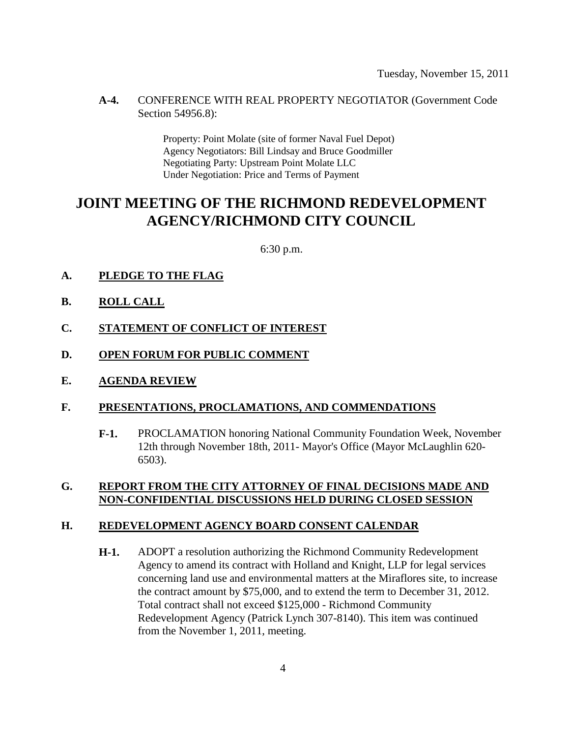**A-4.** CONFERENCE WITH REAL PROPERTY NEGOTIATOR (Government Code Section 54956.8):

Property: Point Molate (site of former Naval Fuel Depot)
Agency Negotiators: Bill Lindsay and Bruce Goodmiller
Negotiating Party: Upstream Point Molate LLC
Under Negotiation: Price and Terms of Payment

# JOINT MEETING OF THE RICHMOND REDEVELOPMENT AGENCY/RICHMOND CITY COUNCIL

6:30 p.m.

**A. PLEDGE TO THE FLAG**

**B. ROLL CALL**

**C. STATEMENT OF CONFLICT OF INTEREST**

**D. OPEN FORUM FOR PUBLIC COMMENT**

**E. AGENDA REVIEW**

**F. PRESENTATIONS, PROCLAMATIONS, AND COMMENDATIONS**

**F-1.** PROCLAMATION honoring National Community Foundation Week, November 12th through November 18th, 2011- Mayor's Office (Mayor McLaughlin 620-6503).

**G. REPORT FROM THE CITY ATTORNEY OF FINAL DECISIONS MADE AND NON-CONFIDENTIAL DISCUSSIONS HELD DURING CLOSED SESSION**

**H. REDEVELOPMENT AGENCY BOARD CONSENT CALENDAR**

**H-1.** ADOPT a resolution authorizing the Richmond Community Redevelopment Agency to amend its contract with Holland and Knight, LLP for legal services concerning land use and environmental matters at the Miraflores site, to increase the contract amount by $75,000, and to extend the term to December 31, 2012. Total contract shall not exceed $125,000 - Richmond Community Redevelopment Agency (Patrick Lynch 307-8140). This item was continued from the November 1, 2011, meeting.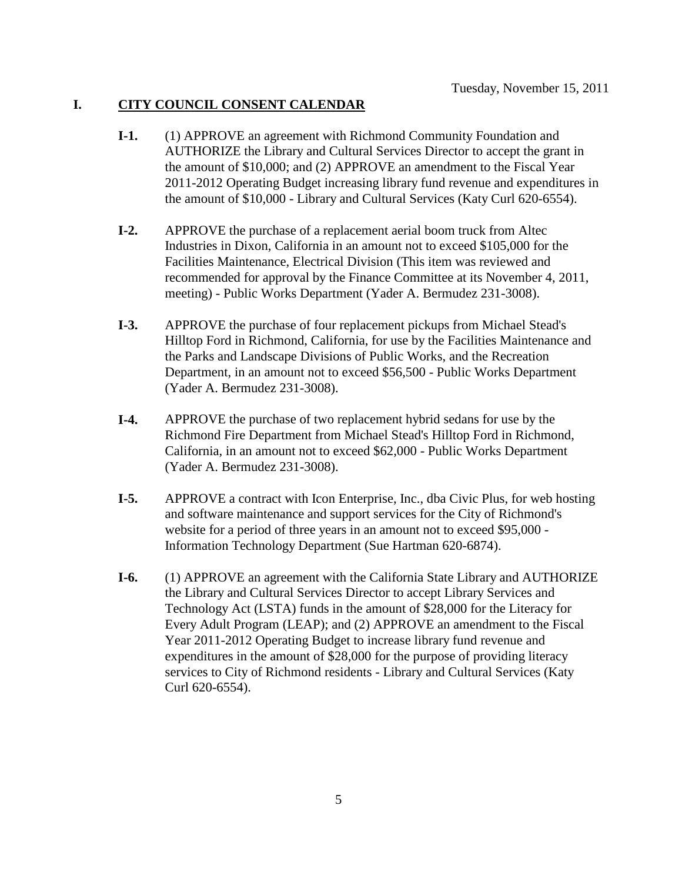Tuesday, November 15, 2011

# I. CITY COUNCIL CONSENT CALENDAR

**I-1.** (1) APPROVE an agreement with Richmond Community Foundation and AUTHORIZE the Library and Cultural Services Director to accept the grant in the amount of $10,000; and (2) APPROVE an amendment to the Fiscal Year 2011-2012 Operating Budget increasing library fund revenue and expenditures in the amount of $10,000 - Library and Cultural Services (Katy Curl 620-6554).

**I-2.** APPROVE the purchase of a replacement aerial boom truck from Altec Industries in Dixon, California in an amount not to exceed $105,000 for the Facilities Maintenance, Electrical Division (This item was reviewed and recommended for approval by the Finance Committee at its November 4, 2011, meeting) - Public Works Department (Yader A. Bermudez 231-3008).

**I-3.** APPROVE the purchase of four replacement pickups from Michael Stead's Hilltop Ford in Richmond, California, for use by the Facilities Maintenance and the Parks and Landscape Divisions of Public Works, and the Recreation Department, in an amount not to exceed $56,500 - Public Works Department (Yader A. Bermudez 231-3008).

**I-4.** APPROVE the purchase of two replacement hybrid sedans for use by the Richmond Fire Department from Michael Stead's Hilltop Ford in Richmond, California, in an amount not to exceed $62,000 - Public Works Department (Yader A. Bermudez 231-3008).

**I-5.** APPROVE a contract with Icon Enterprise, Inc., dba Civic Plus, for web hosting and software maintenance and support services for the City of Richmond's website for a period of three years in an amount not to exceed $95,000 - Information Technology Department (Sue Hartman 620-6874).

**I-6.** (1) APPROVE an agreement with the California State Library and AUTHORIZE the Library and Cultural Services Director to accept Library Services and Technology Act (LSTA) funds in the amount of $28,000 for the Literacy for Every Adult Program (LEAP); and (2) APPROVE an amendment to the Fiscal Year 2011-2012 Operating Budget to increase library fund revenue and expenditures in the amount of $28,000 for the purpose of providing literacy services to City of Richmond residents - Library and Cultural Services (Katy Curl 620-6554).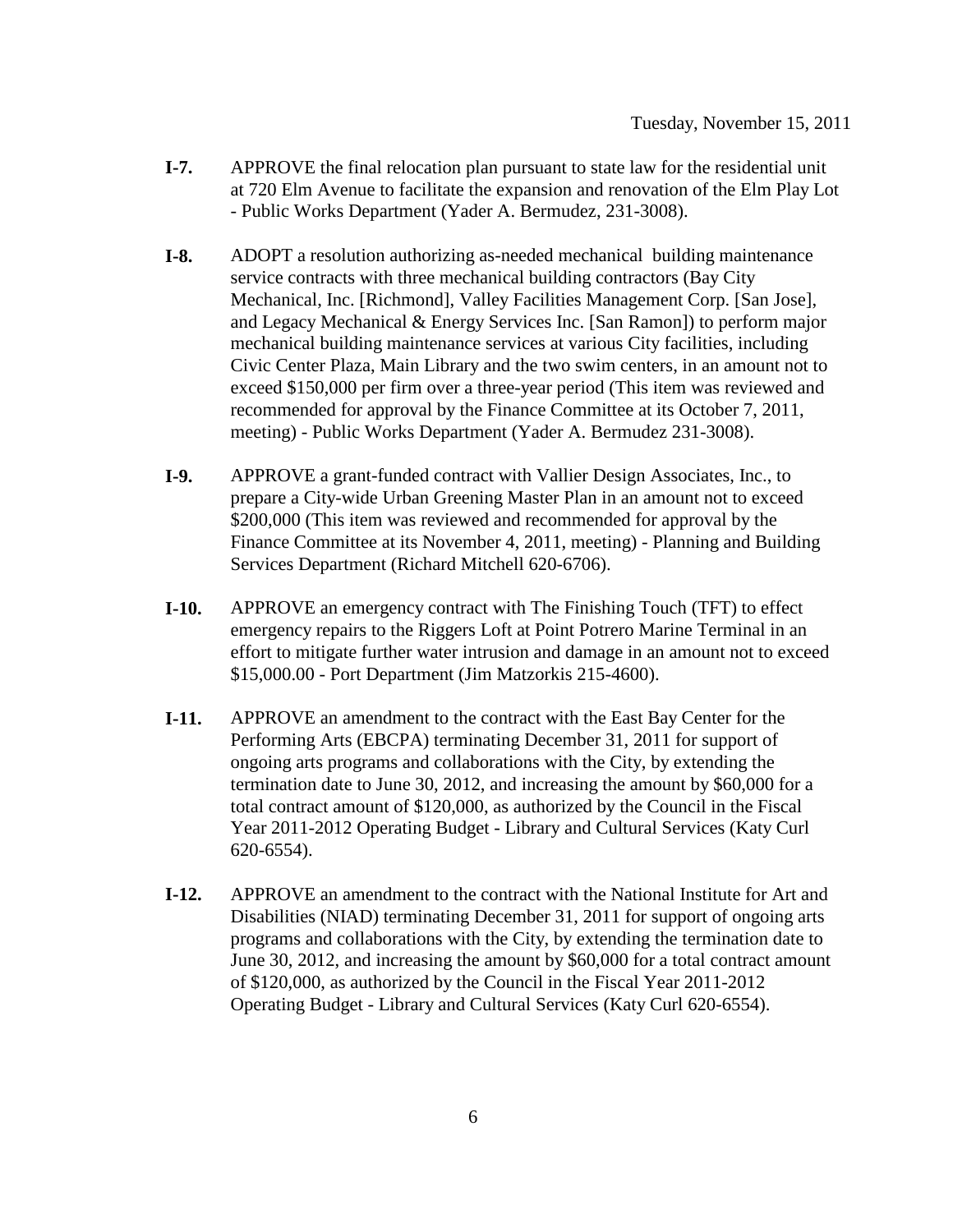**I-7.** APPROVE the final relocation plan pursuant to state law for the residential unit at 720 Elm Avenue to facilitate the expansion and renovation of the Elm Play Lot - Public Works Department (Yader A. Bermudez, 231-3008).

**I-8.** ADOPT a resolution authorizing as-needed mechanical building maintenance service contracts with three mechanical building contractors (Bay City Mechanical, Inc. [Richmond], Valley Facilities Management Corp. [San Jose], and Legacy Mechanical & Energy Services Inc. [San Ramon]) to perform major mechanical building maintenance services at various City facilities, including Civic Center Plaza, Main Library and the two swim centers, in an amount not to exceed $150,000 per firm over a three-year period (This item was reviewed and recommended for approval by the Finance Committee at its October 7, 2011, meeting) - Public Works Department (Yader A. Bermudez 231-3008).

**I-9.** APPROVE a grant-funded contract with Vallier Design Associates, Inc., to prepare a City-wide Urban Greening Master Plan in an amount not to exceed $200,000 (This item was reviewed and recommended for approval by the Finance Committee at its November 4, 2011, meeting) - Planning and Building Services Department (Richard Mitchell 620-6706).

**I-10.** APPROVE an emergency contract with The Finishing Touch (TFT) to effect emergency repairs to the Riggers Loft at Point Potrero Marine Terminal in an effort to mitigate further water intrusion and damage in an amount not to exceed $15,000.00 - Port Department (Jim Matzorkis 215-4600).

**I-11.** APPROVE an amendment to the contract with the East Bay Center for the Performing Arts (EBCPA) terminating December 31, 2011 for support of ongoing arts programs and collaborations with the City, by extending the termination date to June 30, 2012, and increasing the amount by $60,000 for a total contract amount of $120,000, as authorized by the Council in the Fiscal Year 2011-2012 Operating Budget - Library and Cultural Services (Katy Curl 620-6554).

**I-12.** APPROVE an amendment to the contract with the National Institute for Art and Disabilities (NIAD) terminating December 31, 2011 for support of ongoing arts programs and collaborations with the City, by extending the termination date to June 30, 2012, and increasing the amount by $60,000 for a total contract amount of $120,000, as authorized by the Council in the Fiscal Year 2011-2012 Operating Budget - Library and Cultural Services (Katy Curl 620-6554).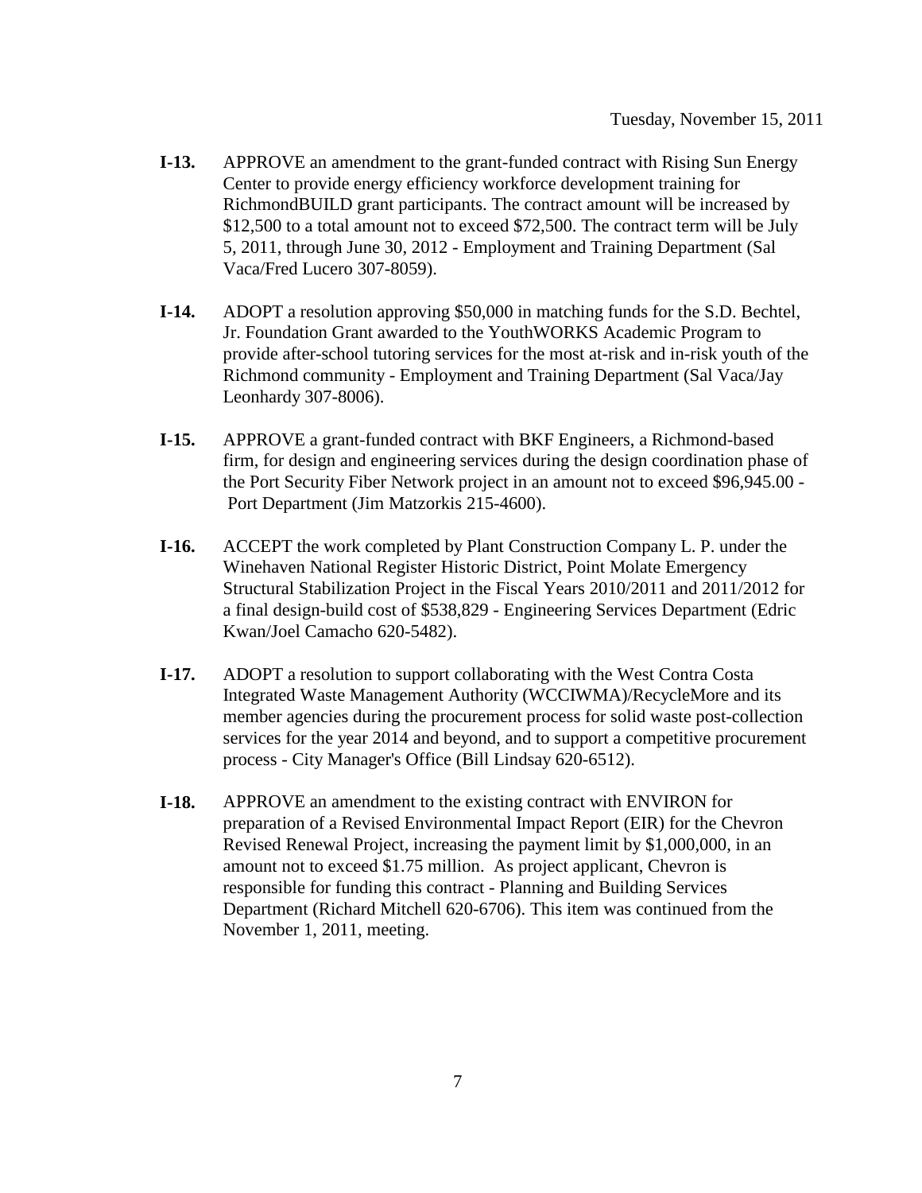Tuesday, November 15, 2011

**I-13.** APPROVE an amendment to the grant-funded contract with Rising Sun Energy Center to provide energy efficiency workforce development training for RichmondBUILD grant participants. The contract amount will be increased by $12,500 to a total amount not to exceed $72,500. The contract term will be July 5, 2011, through June 30, 2012 - Employment and Training Department (Sal Vaca/Fred Lucero 307-8059).

**I-14.** ADOPT a resolution approving $50,000 in matching funds for the S.D. Bechtel, Jr. Foundation Grant awarded to the YouthWORKS Academic Program to provide after-school tutoring services for the most at-risk and in-risk youth of the Richmond community - Employment and Training Department (Sal Vaca/Jay Leonhardy 307-8006).

**I-15.** APPROVE a grant-funded contract with BKF Engineers, a Richmond-based firm, for design and engineering services during the design coordination phase of the Port Security Fiber Network project in an amount not to exceed $96,945.00 - Port Department (Jim Matzorkis 215-4600).

**I-16.** ACCEPT the work completed by Plant Construction Company L. P. under the Winehaven National Register Historic District, Point Molate Emergency Structural Stabilization Project in the Fiscal Years 2010/2011 and 2011/2012 for a final design-build cost of $538,829 - Engineering Services Department (Edric Kwan/Joel Camacho 620-5482).

**I-17.** ADOPT a resolution to support collaborating with the West Contra Costa Integrated Waste Management Authority (WCCIWMA)/RecycleMore and its member agencies during the procurement process for solid waste post-collection services for the year 2014 and beyond, and to support a competitive procurement process - City Manager's Office (Bill Lindsay 620-6512).

**I-18.** APPROVE an amendment to the existing contract with ENVIRON for preparation of a Revised Environmental Impact Report (EIR) for the Chevron Revised Renewal Project, increasing the payment limit by $1,000,000, in an amount not to exceed $1.75 million. As project applicant, Chevron is responsible for funding this contract - Planning and Building Services Department (Richard Mitchell 620-6706). This item was continued from the November 1, 2011, meeting.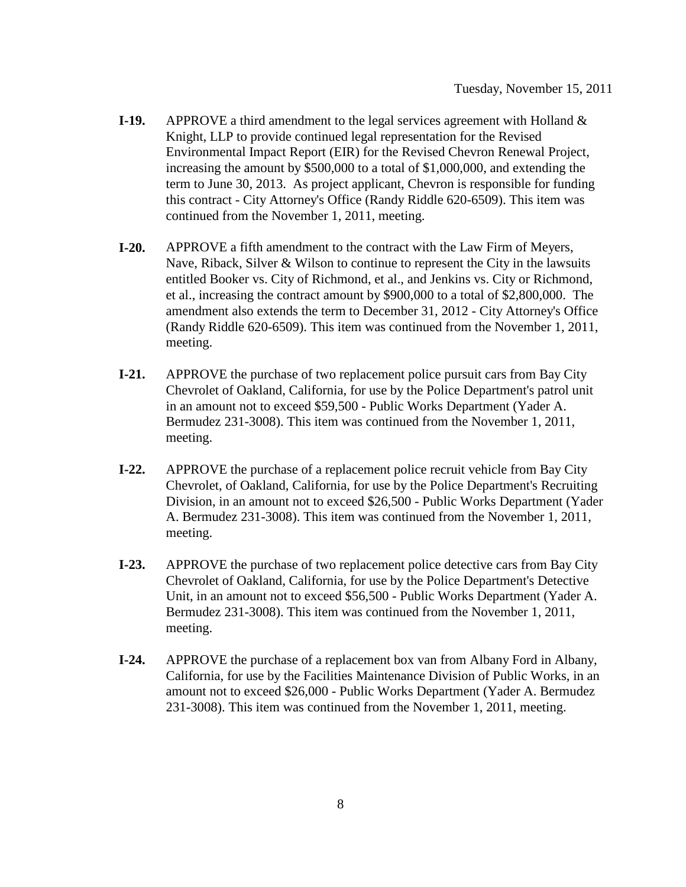**I-19.** APPROVE a third amendment to the legal services agreement with Holland & Knight, LLP to provide continued legal representation for the Revised Environmental Impact Report (EIR) for the Revised Chevron Renewal Project, increasing the amount by $500,000 to a total of $1,000,000, and extending the term to June 30, 2013. As project applicant, Chevron is responsible for funding this contract - City Attorney's Office (Randy Riddle 620-6509). This item was continued from the November 1, 2011, meeting.

**I-20.** APPROVE a fifth amendment to the contract with the Law Firm of Meyers, Nave, Riback, Silver & Wilson to continue to represent the City in the lawsuits entitled Booker vs. City of Richmond, et al., and Jenkins vs. City or Richmond, et al., increasing the contract amount by $900,000 to a total of $2,800,000. The amendment also extends the term to December 31, 2012 - City Attorney's Office (Randy Riddle 620-6509). This item was continued from the November 1, 2011, meeting.

**I-21.** APPROVE the purchase of two replacement police pursuit cars from Bay City Chevrolet of Oakland, California, for use by the Police Department's patrol unit in an amount not to exceed $59,500 - Public Works Department (Yader A. Bermudez 231-3008). This item was continued from the November 1, 2011, meeting.

**I-22.** APPROVE the purchase of a replacement police recruit vehicle from Bay City Chevrolet, of Oakland, California, for use by the Police Department's Recruiting Division, in an amount not to exceed $26,500 - Public Works Department (Yader A. Bermudez 231-3008). This item was continued from the November 1, 2011, meeting.

**I-23.** APPROVE the purchase of two replacement police detective cars from Bay City Chevrolet of Oakland, California, for use by the Police Department's Detective Unit, in an amount not to exceed $56,500 - Public Works Department (Yader A. Bermudez 231-3008). This item was continued from the November 1, 2011, meeting.

**I-24.** APPROVE the purchase of a replacement box van from Albany Ford in Albany, California, for use by the Facilities Maintenance Division of Public Works, in an amount not to exceed $26,000 - Public Works Department (Yader A. Bermudez 231-3008). This item was continued from the November 1, 2011, meeting.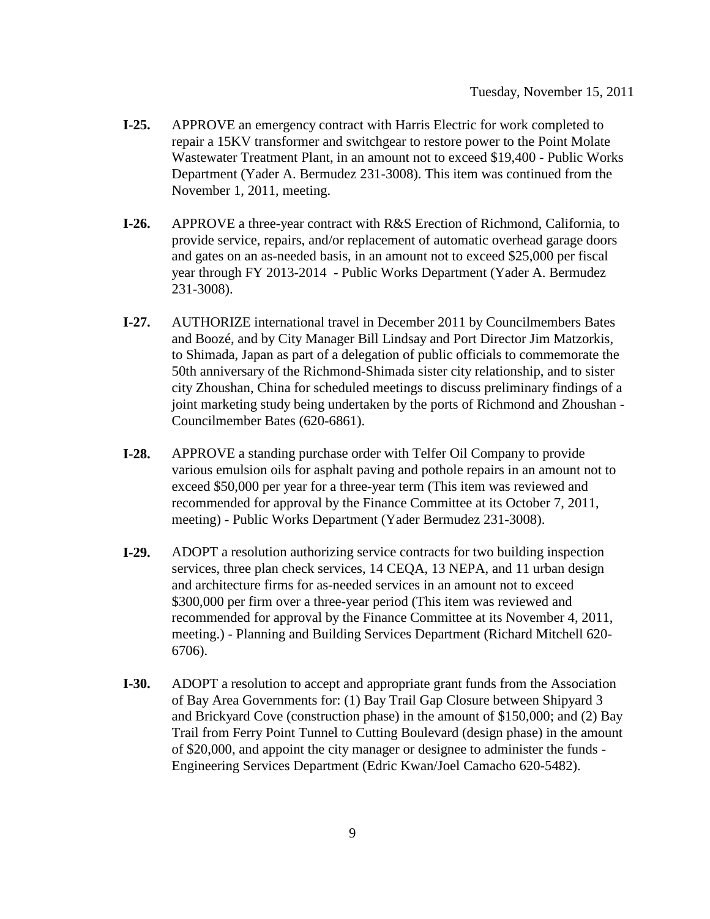Tuesday, November 15, 2011

**I-25.** APPROVE an emergency contract with Harris Electric for work completed to repair a 15KV transformer and switchgear to restore power to the Point Molate Wastewater Treatment Plant, in an amount not to exceed $19,400 - Public Works Department (Yader A. Bermudez 231-3008). This item was continued from the November 1, 2011, meeting.

**I-26.** APPROVE a three-year contract with R&S Erection of Richmond, California, to provide service, repairs, and/or replacement of automatic overhead garage doors and gates on an as-needed basis, in an amount not to exceed $25,000 per fiscal year through FY 2013-2014 - Public Works Department (Yader A. Bermudez 231-3008).

**I-27.** AUTHORIZE international travel in December 2011 by Councilmembers Bates and Boozé, and by City Manager Bill Lindsay and Port Director Jim Matzorkis, to Shimada, Japan as part of a delegation of public officials to commemorate the 50th anniversary of the Richmond-Shimada sister city relationship, and to sister city Zhoushan, China for scheduled meetings to discuss preliminary findings of a joint marketing study being undertaken by the ports of Richmond and Zhoushan - Councilmember Bates (620-6861).

**I-28.** APPROVE a standing purchase order with Telfer Oil Company to provide various emulsion oils for asphalt paving and pothole repairs in an amount not to exceed $50,000 per year for a three-year term (This item was reviewed and recommended for approval by the Finance Committee at its October 7, 2011, meeting) - Public Works Department (Yader Bermudez 231-3008).

**I-29.** ADOPT a resolution authorizing service contracts for two building inspection services, three plan check services, 14 CEQA, 13 NEPA, and 11 urban design and architecture firms for as-needed services in an amount not to exceed $300,000 per firm over a three-year period (This item was reviewed and recommended for approval by the Finance Committee at its November 4, 2011, meeting.) - Planning and Building Services Department (Richard Mitchell 620-6706).

**I-30.** ADOPT a resolution to accept and appropriate grant funds from the Association of Bay Area Governments for: (1) Bay Trail Gap Closure between Shipyard 3 and Brickyard Cove (construction phase) in the amount of $150,000; and (2) Bay Trail from Ferry Point Tunnel to Cutting Boulevard (design phase) in the amount of $20,000, and appoint the city manager or designee to administer the funds - Engineering Services Department (Edric Kwan/Joel Camacho 620-5482).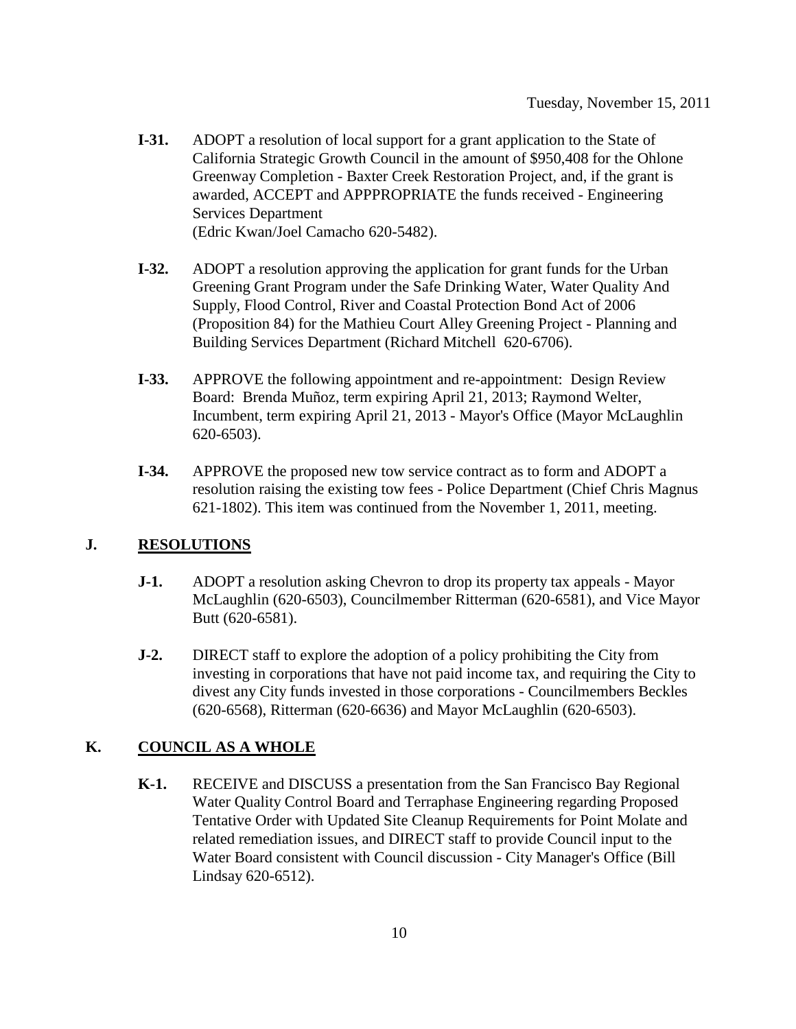Tuesday, November 15, 2011

**I-31.** ADOPT a resolution of local support for a grant application to the State of California Strategic Growth Council in the amount of $950,408 for the Ohlone Greenway Completion - Baxter Creek Restoration Project, and, if the grant is awarded, ACCEPT and APPPROPRIATE the funds received - Engineering Services Department (Edric Kwan/Joel Camacho 620-5482).

**I-32.** ADOPT a resolution approving the application for grant funds for the Urban Greening Grant Program under the Safe Drinking Water, Water Quality And Supply, Flood Control, River and Coastal Protection Bond Act of 2006 (Proposition 84) for the Mathieu Court Alley Greening Project - Planning and Building Services Department (Richard Mitchell 620-6706).

**I-33.** APPROVE the following appointment and re-appointment: Design Review Board: Brenda Muñoz, term expiring April 21, 2013; Raymond Welter, Incumbent, term expiring April 21, 2013 - Mayor's Office (Mayor McLaughlin 620-6503).

**I-34.** APPROVE the proposed new tow service contract as to form and ADOPT a resolution raising the existing tow fees - Police Department (Chief Chris Magnus 621-1802). This item was continued from the November 1, 2011, meeting.

## J. RESOLUTIONS

**J-1.** ADOPT a resolution asking Chevron to drop its property tax appeals - Mayor McLaughlin (620-6503), Councilmember Ritterman (620-6581), and Vice Mayor Butt (620-6581).

**J-2.** DIRECT staff to explore the adoption of a policy prohibiting the City from investing in corporations that have not paid income tax, and requiring the City to divest any City funds invested in those corporations - Councilmembers Beckles (620-6568), Ritterman (620-6636) and Mayor McLaughlin (620-6503).

## K. COUNCIL AS A WHOLE

**K-1.** RECEIVE and DISCUSS a presentation from the San Francisco Bay Regional Water Quality Control Board and Terraphase Engineering regarding Proposed Tentative Order with Updated Site Cleanup Requirements for Point Molate and related remediation issues, and DIRECT staff to provide Council input to the Water Board consistent with Council discussion - City Manager's Office (Bill Lindsay 620-6512).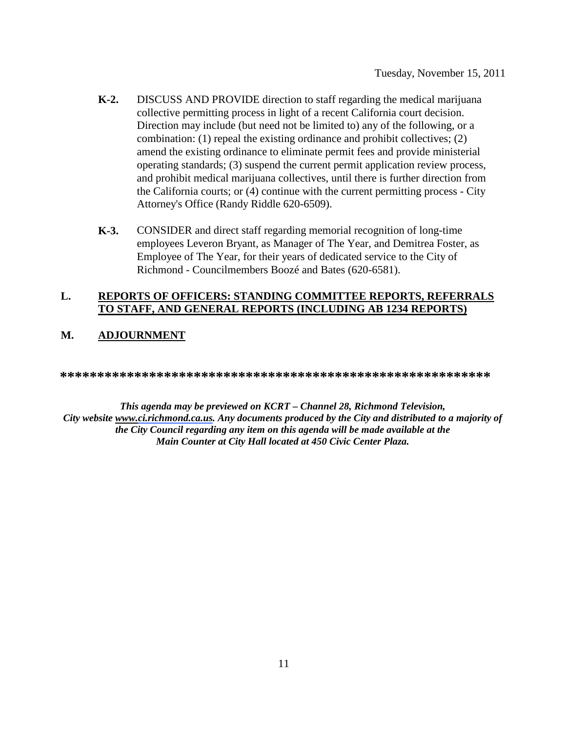**K-2.** DISCUSS AND PROVIDE direction to staff regarding the medical marijuana collective permitting process in light of a recent California court decision. Direction may include (but need not be limited to) any of the following, or a combination: (1) repeal the existing ordinance and prohibit collectives; (2) amend the existing ordinance to eliminate permit fees and provide ministerial operating standards; (3) suspend the current permit application review process, and prohibit medical marijuana collectives, until there is further direction from the California courts; or (4) continue with the current permitting process - City Attorney's Office (Randy Riddle 620-6509).

**K-3.** CONSIDER and direct staff regarding memorial recognition of long-time employees Leveron Bryant, as Manager of The Year, and Demitrea Foster, as Employee of The Year, for their years of dedicated service to the City of Richmond - Councilmembers Boozé and Bates (620-6581).

## L. REPORTS OF OFFICERS: STANDING COMMITTEE REPORTS, REFERRALS TO STAFF, AND GENERAL REPORTS (INCLUDING AB 1234 REPORTS)

## M. ADJOURNMENT

**\*\*\*\*\*\*\*\*\*\*\*\*\*\*\*\*\*\*\*\*\*\*\*\*\*\*\*\*\*\*\*\*\*\*\*\*\*\*\*\*\*\*\*\*\*\*\*\*\*\*\*\*\*\*\*\*\*\***

***This agenda may be previewed on KCRT – Channel 28, Richmond Television, City website www.ci.richmond.ca.us. Any documents produced by the City and distributed to a majority of the City Council regarding any item on this agenda will be made available at the Main Counter at City Hall located at 450 Civic Center Plaza.***